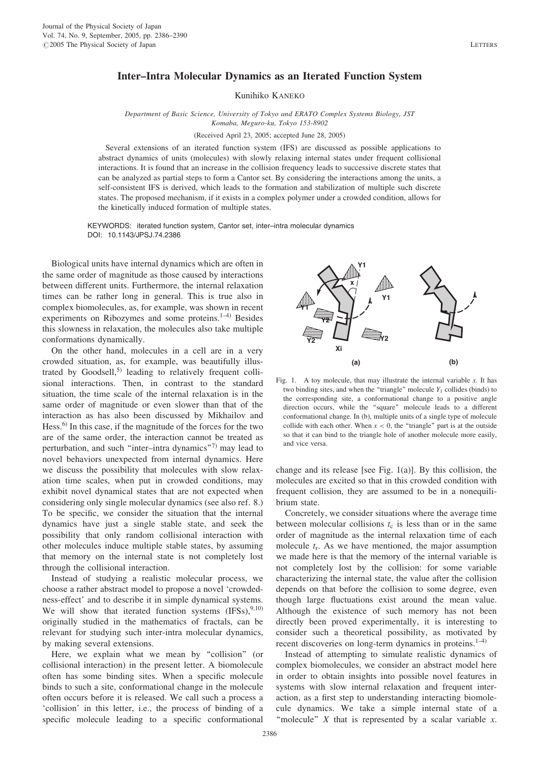# Inter–Intra Molecular Dynamics as an Iterated Function System

Kunihiko KANEKO

*Department of Basic Science, University of Tokyo and ERATO Complex Systems Biology, JST Komaba, Meguro-ku, Tokyo 153-8902*

(Received April 23, 2005; accepted June 28, 2005)

Several extensions of an iterated function system (IFS) are discussed as possible applications to abstract dynamics of units (molecules) with slowly relaxing internal states under frequent collisional interactions. It is found that an increase in the collision frequency leads to successive discrete states that can be analyzed as partial steps to form a Cantor set. By considering the interactions among the units, a self-consistent IFS is derived, which leads to the formation and stabilization of multiple such discrete states. The proposed mechanism, if it exists in a complex polymer under a crowded condition, allows for the kinetically induced formation of multiple states.

KEYWORDS: iterated function system, Cantor set, inter–intra molecular dynamics
DOI: 10.1143/JPSJ.74.2386

Biological units have internal dynamics which are often in the same order of magnitude as those caused by interactions between different units. Furthermore, the internal relaxation times can be rather long in general. This is true also in complex biomolecules, as, for example, was shown in recent experiments on Ribozymes and some proteins.[1–4] Besides this slowness in relaxation, the molecules also take multiple conformations dynamically.

On the other hand, molecules in a cell are in a very crowded situation, as, for example, was beautifully illustrated by Goodsell,[5] leading to relatively frequent collisional interactions. Then, in contrast to the standard situation, the time scale of the internal relaxation is in the same order of magnitude or even slower than that of the interaction as has also been discussed by Mikhailov and Hess.[6] In this case, if the magnitude of the forces for the two are of the same order, the interaction cannot be treated as perturbation, and such "inter–intra dynamics"[7] may lead to novel behaviors unexpected from internal dynamics. Here we discuss the possibility that molecules with slow relaxation time scales, when put in crowded conditions, may exhibit novel dynamical states that are not expected when considering only single molecular dynamics (see also ref. 8.) To be specific, we consider the situation that the internal dynamics have just a single stable state, and seek the possibility that only random collisional interaction with other molecules induce multiple stable states, by assuming that memory on the internal state is not completely lost through the collisional interaction.

Instead of studying a realistic molecular process, we choose a rather abstract model to propose a novel 'crowdedness-effect' and to describe it in simple dynamical systems. We will show that iterated function systems (IFSs),[9,10] originally studied in the mathematics of fractals, can be relevant for studying such inter-intra molecular dynamics, by making several extensions.

Here, we explain what we mean by "collision" (or collisional interaction) in the present letter. A biomolecule often has some binding sites. When a specific molecule binds to such a site, conformational change in the molecule often occurs before it is released. We call such a process a 'collision' in this letter, i.e., the process of binding of a specific molecule leading to a specific conformational change and its release [see Fig. 1(a)]. By this collision, the molecules are excited so that in this crowded condition with frequent collision, they are assumed to be in a nonequilibrium state.

Fig. 1. A toy molecule, that may illustrate the internal variable $x$. It has two binding sites, and when the "triangle" molecule $Y_1$ collides (binds) to the corresponding site, a conformational change to a positive angle direction occurs, while the "square" molecule leads to a different conformational change. In (b), multiple units of a single type of molecule collide with each other. When $x < 0$, the "triangle" part is at the outside so that it can bind to the triangle hole of another molecule more easily, and vice versa.

Concretely, we consider situations where the average time between molecular collisions $t_c$ is less than or in the same order of magnitude as the internal relaxation time of each molecule $t_r$. As we have mentioned, the major assumption we made here is that the memory of the internal variable is not completely lost by the collision: for some variable characterizing the internal state, the value after the collision depends on that before the collision to some degree, even though large fluctuations exist around the mean value. Although the existence of such memory has not been directly been proved experimentally, it is interesting to consider such a theoretical possibility, as motivated by recent discoveries on long-term dynamics in proteins.[1–4]

Instead of attempting to simulate realistic dynamics of complex biomolecules, we consider an abstract model here in order to obtain insights into possible novel features in systems with slow internal relaxation and frequent interaction, as a first step to understanding interacting biomolecule dynamics. We take a simple internal state of a "molecule" $X$ that is represented by a scalar variable $x$.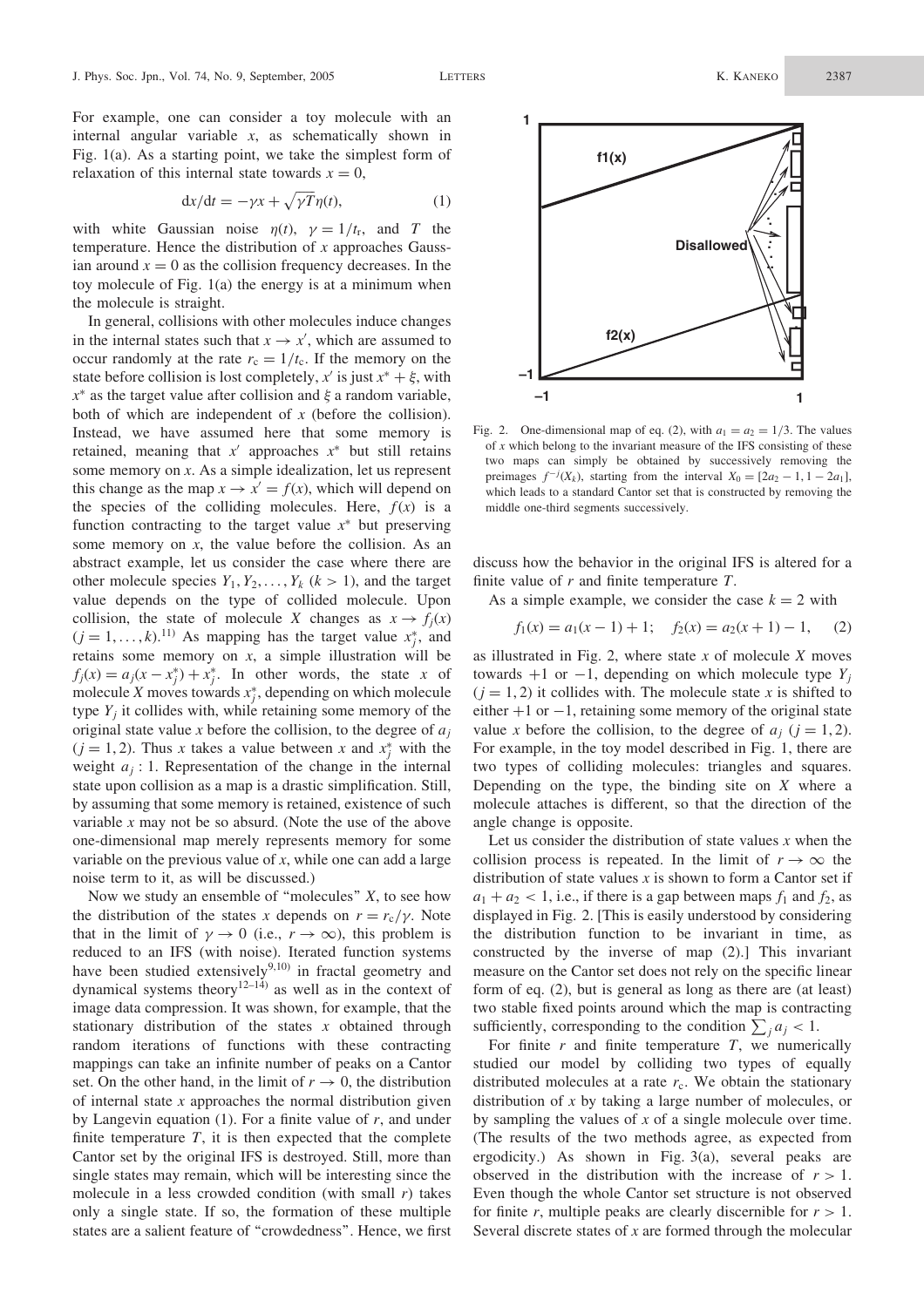For example, one can consider a toy molecule with an internal angular variable $x$, as schematically shown in Fig. 1(a). As a starting point, we take the simplest form of relaxation of this internal state towards $x = 0$,

$$dx/dt = -\gamma x + \sqrt{\gamma T}\eta(t), \tag{1}$$

with white Gaussian noise $\eta(t)$, $\gamma = 1/t_r$, and $T$ the temperature. Hence the distribution of $x$ approaches Gaussian around $x = 0$ as the collision frequency decreases. In the toy molecule of Fig. 1(a) the energy is at a minimum when the molecule is straight.

In general, collisions with other molecules induce changes in the internal states such that $x \to x'$, which are assumed to occur randomly at the rate $r_c = 1/t_c$. If the memory on the state before collision is lost completely, $x'$ is just $x^* + \xi$, with $x^*$ as the target value after collision and $\xi$ a random variable, both of which are independent of $x$ (before the collision). Instead, we have assumed here that some memory is retained, meaning that $x'$ approaches $x^*$ but still retains some memory on $x$. As a simple idealization, let us represent this change as the map $x \to x' = f(x)$, which will depend on the species of the colliding molecules. Here, $f(x)$ is a function contracting to the target value $x^*$ but preserving some memory on $x$, the value before the collision. As an abstract example, let us consider the case where there are other molecule species $Y_1, Y_2, \ldots, Y_k$ $(k > 1)$, and the target value depends on the type of collided molecule. Upon collision, the state of molecule $X$ changes as $x \to f_j(x)$ $(j = 1, \ldots, k)$.[11] As mapping has the target value $x_j^*$, and retains some memory on $x$, a simple illustration will be $f_j(x) = a_j(x - x_j^*) + x_j^*$. In other words, the state $x$ of molecule $X$ moves towards $x_j^*$, depending on which molecule type $Y_j$ it collides with, while retaining some memory of the original state value $x$ before the collision, to the degree of $a_j$ $(j = 1, 2)$. Thus $x$ takes a value between $x$ and $x_j^*$ with the weight $a_j : 1$. Representation of the change in the internal state upon collision as a map is a drastic simplification. Still, by assuming that some memory is retained, existence of such variable $x$ may not be so absurd. (Note the use of the above one-dimensional map merely represents memory for some variable on the previous value of $x$, while one can add a large noise term to it, as will be discussed.)

Now we study an ensemble of "molecules" $X$, to see how the distribution of the states $x$ depends on $r = r_c/\gamma$. Note that in the limit of $\gamma \to 0$ (i.e., $r \to \infty$), this problem is reduced to an IFS (with noise). Iterated function systems have been studied extensively[9,10] in fractal geometry and dynamical systems theory[12–14] as well as in the context of image data compression. It was shown, for example, that the stationary distribution of the states $x$ obtained through random iterations of functions with these contracting mappings can take an infinite number of peaks on a Cantor set. On the other hand, in the limit of $r \to 0$, the distribution of internal state $x$ approaches the normal distribution given by Langevin equation (1). For a finite value of $r$, and under finite temperature $T$, it is then expected that the complete Cantor set by the original IFS is destroyed. Still, more than single states may remain, which will be interesting since the molecule in a less crowded condition (with small $r$) takes only a single state. If so, the formation of these multiple states are a salient feature of "crowdedness". Hence, we first discuss how the behavior in the original IFS is altered for a finite value of $r$ and finite temperature $T$.

Fig. 2. One-dimensional map of eq. (2), with $a_1 = a_2 = 1/3$. The values of $x$ which belong to the invariant measure of the IFS consisting of these two maps can simply be obtained by successively removing the preimages $f^{-j}(X_k)$, starting from the interval $X_0 = [2a_2 - 1, 1 - 2a_1]$, which leads to a standard Cantor set that is constructed by removing the middle one-third segments successively.

As a simple example, we consider the case $k = 2$ with

$$f_1(x) = a_1(x - 1) + 1; \quad f_2(x) = a_2(x + 1) - 1, \tag{2}$$

as illustrated in Fig. 2, where state $x$ of molecule $X$ moves towards $+1$ or $-1$, depending on which molecule type $Y_j$ $(j = 1, 2)$ it collides with. The molecule state $x$ is shifted to either $+1$ or $-1$, retaining some memory of the original state value $x$ before the collision, to the degree of $a_j$ $(j = 1, 2)$. For example, in the toy model described in Fig. 1, there are two types of colliding molecules: triangles and squares. Depending on the type, the binding site on $X$ where a molecule attaches is different, so that the direction of the angle change is opposite.

Let us consider the distribution of state values $x$ when the collision process is repeated. In the limit of $r \to \infty$ the distribution of state values $x$ is shown to form a Cantor set if $a_1 + a_2 < 1$, i.e., if there is a gap between maps $f_1$ and $f_2$, as displayed in Fig. 2. [This is easily understood by considering the distribution function to be invariant in time, as constructed by the inverse of map (2).] This invariant measure on the Cantor set does not rely on the specific linear form of eq. (2), but is general as long as there are (at least) two stable fixed points around which the map is contracting sufficiently, corresponding to the condition $\sum_j a_j < 1$.

For finite $r$ and finite temperature $T$, we numerically studied our model by colliding two types of equally distributed molecules at a rate $r_c$. We obtain the stationary distribution of $x$ by taking a large number of molecules, or by sampling the values of $x$ of a single molecule over time. (The results of the two methods agree, as expected from ergodicity.) As shown in Fig. 3(a), several peaks are observed in the distribution with the increase of $r > 1$. Even though the whole Cantor set structure is not observed for finite $r$, multiple peaks are clearly discernible for $r > 1$. Several discrete states of $x$ are formed through the molecular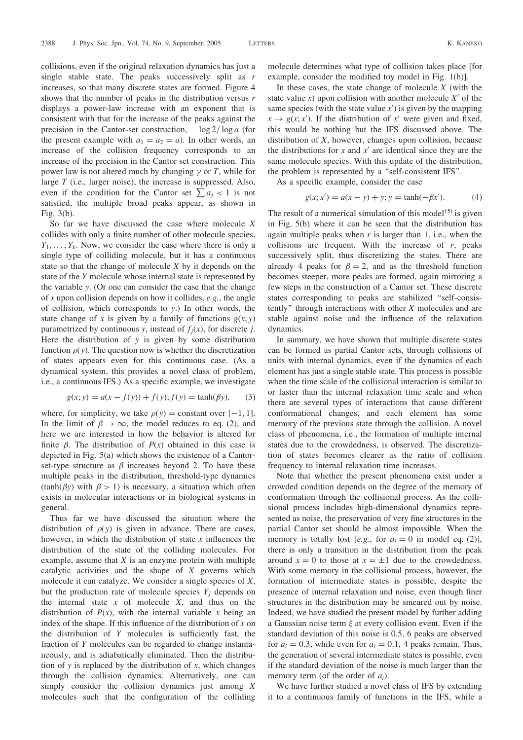collisions, even if the original relaxation dynamics has just a single stable state. The peaks successively split as $r$ increases, so that many discrete states are formed. Figure 4 shows that the number of peaks in the distribution versus $r$ displays a power-law increase with an exponent that is consistent with that for the increase of the peaks against the precision in the Cantor-set construction, $-\log 2/\log a$ (for the present example with $a_1 = a_2 = a$). In other words, an increase of the collision frequency corresponds to an increase of the precision in the Cantor set construction. This power law is not altered much by changing $\gamma$ or $T$, while for large $T$ (i.e., larger noise), the increase is suppressed. Also, even if the condition for the Cantor set $\sum a_j < 1$ is not satisfied, the multiple broad peaks appear, as shown in Fig. 3(b).

So far we have discussed the case where molecule $X$ collides with only a finite number of other molecule species, $Y_1, \ldots, Y_k$. Now, we consider the case where there is only a single type of colliding molecule, but it has a continuous state so that the change of molecule $X$ by it depends on the state of the $Y$ molecule whose internal state is represented by the variable $y$. (Or one can consider the case that the change of $x$ upon collision depends on how it collides, *e.g.*, the angle of collision, which corresponds to $y$.) In other words, the state change of $x$ is given by a family of functions $g(x, y)$ parametrized by continuous $y$, instead of $f_j(x)$, for discrete $j$. Here the distribution of $y$ is given by some distribution function $\rho(y)$. The question now is whether the discretization of states appears even for this continuous case. (As a dynamical system, this provides a novel class of problem, i.e., a continuous IFS.) As a specific example, we investigate

$$g(x; y) = a(x - f(y)) + f(y); f(y) = \tanh(\beta y), \qquad (3)$$

where, for simplicity, we take $\rho(y) = \text{constant}$ over $[-1, 1]$. In the limit of $\beta \to \infty$, the model reduces to eq. (2), and here we are interested in how the behavior is altered for finite $\beta$. The distribution of $P(x)$ obtained in this case is depicted in Fig. 5(a) which shows the existence of a Cantor-set-type structure as $\beta$ increases beyond 2. To have these multiple peaks in the distribution, threshold-type dynamics ($\tanh(\beta y)$ with $\beta > 1$) is necessary, a situation which often exists in molecular interactions or in biological systems in general.

Thus far we have discussed the situation where the distribution of $\rho(y)$ is given in advance. There are cases, however, in which the distribution of state $x$ influences the distribution of the state of the colliding molecules. For example, assume that $X$ is an enzyme protein with multiple catalytic activities and the shape of $X$ governs which molecule it can catalyze. We consider a single species of $X$, but the production rate of molecule species $Y_j$ depends on the internal state $x$ of molecule $X$, and thus on the distribution of $P(x)$, with the internal variable $x$ being an index of the shape. If this influence of the distribution of $x$ on the distribution of $Y$ molecules is sufficiently fast, the fraction of $Y$ molecules can be regarded to change instantaneously, and is adiabatically eliminated. Then the distribution of $y$ is replaced by the distribution of $x$, which changes through the collision dynamics. Alternatively, one can simply consider the collision dynamics just among $X$ molecules such that the configuration of the colliding molecule determines what type of collision takes place [for example, consider the modified toy model in Fig. 1(b)].

In these cases, the state change of molecule $X$ (with the state value $x$) upon collision with another molecule $X'$ of the same species (with the state value $x'$) is given by the mapping $x \to g(x; x')$. If the distribution of $x'$ were given and fixed, this would be nothing but the IFS discussed above. The distribution of $X$, however, changes upon collision, because the distributions for $x$ and $x'$ are identical since they are the same molecule species. With this update of the distribution, the problem is represented by a "self-consistent IFS".

As a specific example, consider the case

$$g(x; x') = a(x - y) + y; y = \tanh(-\beta x'). \qquad (4)$$

The result of a numerical simulation of this model[15] is given in Fig. 5(b) where it can be seen that the distribution has again multiple peaks when $r$ is larger than 1, i.e., when the collisions are frequent. With the increase of $r$, peaks successively split, thus discretizing the states. There are already 4 peaks for $\beta = 2$, and as the threshold function becomes steeper, more peaks are formed, again mirroring a few steps in the construction of a Cantor set. These discrete states corresponding to peaks are stabilized "self-consistently" through interactions with other $X$ molecules and are stable against noise and the influence of the relaxation dynamics.

In summary, we have shown that multiple discrete states can be formed as partial Cantor sets, through collisions of units with internal dynamics, even if the dynamics of each element has just a single stable state. This process is possible when the time scale of the collisional interaction is similar to or faster than the internal relaxation time scale and when there are several types of interactions that cause different conformational changes, and each element has some memory of the previous state through the collision. A novel class of phenomena, i.e., the formation of multiple internal states due to the crowdedness, is observed. The discretization of states becomes clearer as the ratio of collision frequency to internal relaxation time increases.

Note that whether the present phenomena exist under a crowded condition depends on the degree of the memory of conformation through the collisional process. As the collisional process includes high-dimensional dynamics represented as noise, the preservation of very fine structures in the partial Cantor set should be almost impossible. When the memory is totally lost [*e.g.*, for $a_i = 0$ in model eq. (2)], there is only a transition in the distribution from the peak around $x = 0$ to those at $x = \pm 1$ due to the crowdedness. With some memory in the collisional process, however, the formation of intermediate states is possible, despite the presence of internal relaxation and noise, even though finer structures in the distribution may be smeared out by noise. Indeed, we have studied the present model by further adding a Gaussian noise term $\xi$ at every collision event. Even if the standard deviation of this noise is 0.5, 6 peaks are observed for $a_i = 0.3$, while even for $a_i = 0.1$, 4 peaks remain. Thus, the generation of several intermediate states is possible, even if the standard deviation of the noise is much larger than the memory term (of the order of $a_i$).

We have further studied a novel class of IFS by extending it to a continuous family of functions in the IFS, while a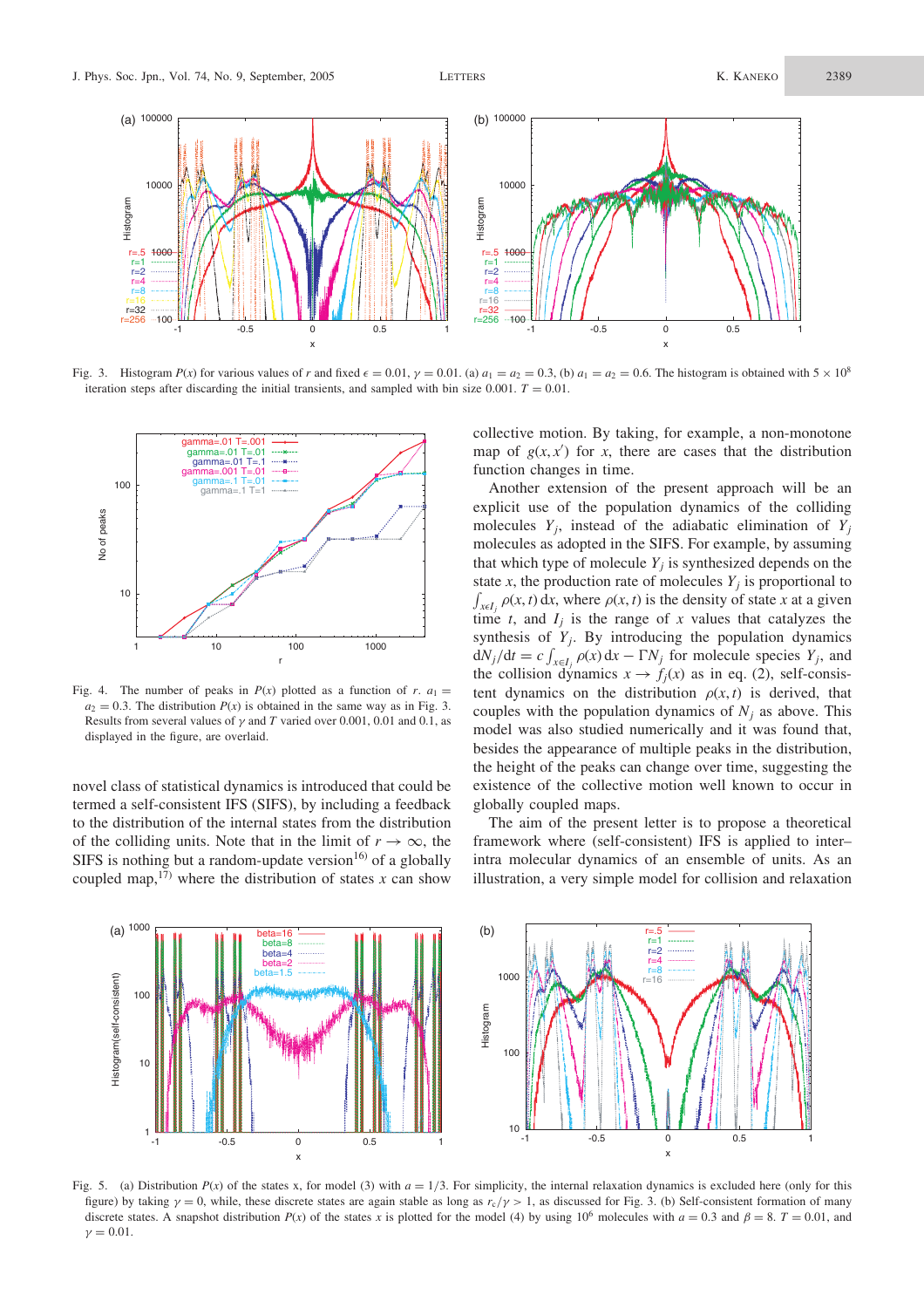Fig. 3. Histogram $P(x)$ for various values of $r$ and fixed $\epsilon = 0.01$, $\gamma = 0.01$. (a) $a_1 = a_2 = 0.3$, (b) $a_1 = a_2 = 0.6$. The histogram is obtained with $5 \times 10^8$ iteration steps after discarding the initial transients, and sampled with bin size 0.001. $T = 0.01$.

Fig. 4. The number of peaks in $P(x)$ plotted as a function of $r$. $a_1 = a_2 = 0.3$. The distribution $P(x)$ is obtained in the same way as in Fig. 3. Results from several values of $\gamma$ and $T$ varied over 0.001, 0.01 and 0.1, as displayed in the figure, are overlaid.

novel class of statistical dynamics is introduced that could be termed a self-consistent IFS (SIFS), by including a feedback to the distribution of the internal states from the distribution of the colliding units. Note that in the limit of $r \to \infty$, the SIFS is nothing but a random-update version[16] of a globally coupled map,[17] where the distribution of states $x$ can show collective motion. By taking, for example, a non-monotone map of $g(x, x')$ for $x$, there are cases that the distribution function changes in time.

Another extension of the present approach will be an explicit use of the population dynamics of the colliding molecules $Y_j$, instead of the adiabatic elimination of $Y_j$ molecules as adopted in the SIFS. For example, by assuming that which type of molecule $Y_j$ is synthesized depends on the state $x$, the production rate of molecules $Y_j$ is proportional to $\int_{x \in I_j} \rho(x, t)\,dx$, where $\rho(x, t)$ is the density of state $x$ at a given time $t$, and $I_j$ is the range of $x$ values that catalyzes the synthesis of $Y_j$. By introducing the population dynamics $dN_j/dt = c \int_{x \in I_j} \rho(x)\,dx - \Gamma N_j$ for molecule species $Y_j$, and the collision dynamics $x \to f_j(x)$ as in eq. (2), self-consistent dynamics on the distribution $\rho(x, t)$ is derived, that couples with the population dynamics of $N_j$ as above. This model was also studied numerically and it was found that, besides the appearance of multiple peaks in the distribution, the height of the peaks can change over time, suggesting the existence of the collective motion well known to occur in globally coupled maps.

The aim of the present letter is to propose a theoretical framework where (self-consistent) IFS is applied to inter–intra molecular dynamics of an ensemble of units. As an illustration, a very simple model for collision and relaxation

Fig. 5. (a) Distribution $P(x)$ of the states x, for model (3) with $a = 1/3$. For simplicity, the internal relaxation dynamics is excluded here (only for this figure) by taking $\gamma = 0$, while, these discrete states are again stable as long as $r_c/\gamma > 1$, as discussed for Fig. 3. (b) Self-consistent formation of many discrete states. A snapshot distribution $P(x)$ of the states $x$ is plotted for the model (4) by using $10^6$ molecules with $a = 0.3$ and $\beta = 8$. $T = 0.01$, and $\gamma = 0.01$.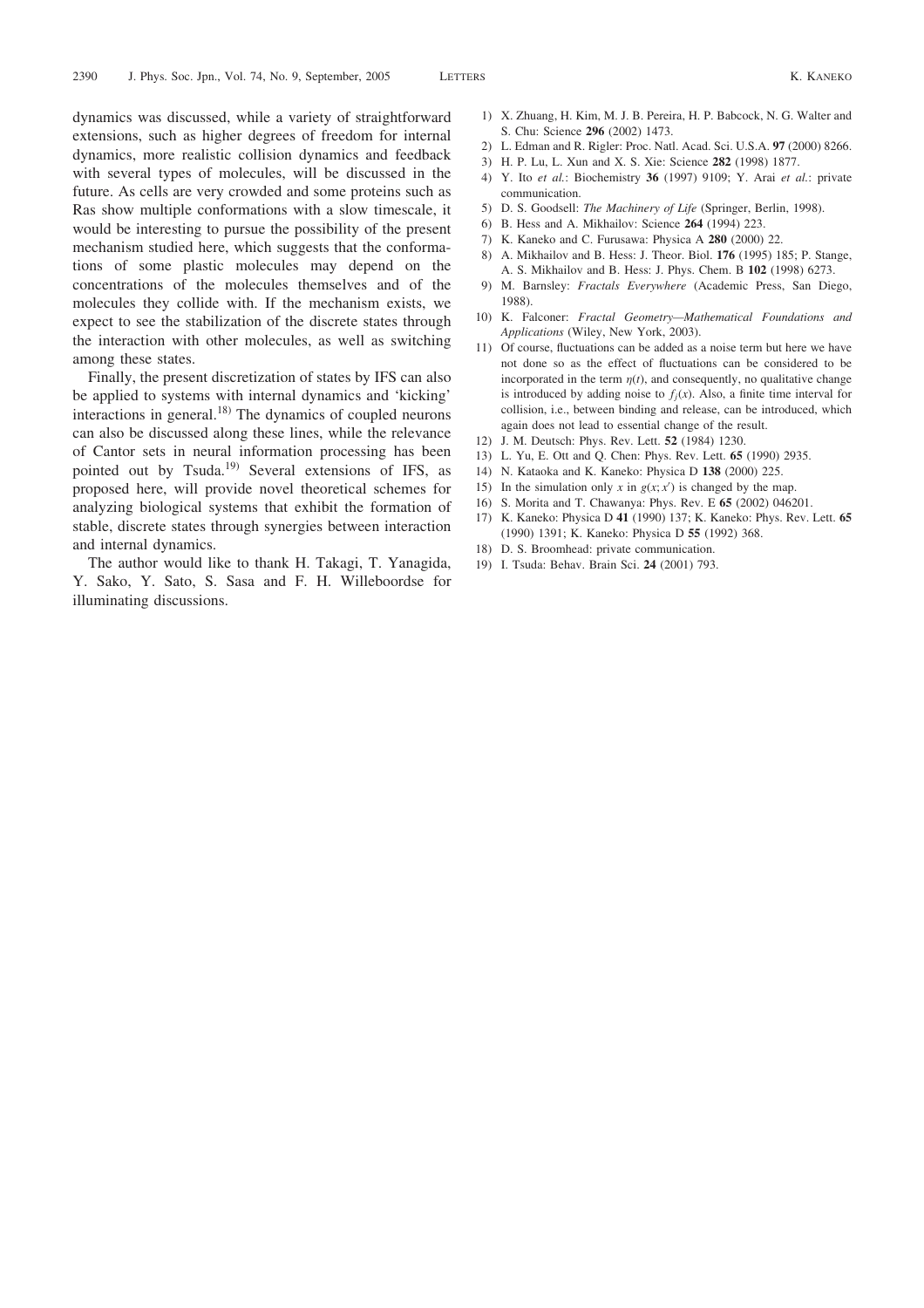dynamics was discussed, while a variety of straightforward extensions, such as higher degrees of freedom for internal dynamics, more realistic collision dynamics and feedback with several types of molecules, will be discussed in the future. As cells are very crowded and some proteins such as Ras show multiple conformations with a slow timescale, it would be interesting to pursue the possibility of the present mechanism studied here, which suggests that the conformations of some plastic molecules may depend on the concentrations of the molecules themselves and of the molecules they collide with. If the mechanism exists, we expect to see the stabilization of the discrete states through the interaction with other molecules, as well as switching among these states.

Finally, the present discretization of states by IFS can also be applied to systems with internal dynamics and 'kicking' interactions in general.[18] The dynamics of coupled neurons can also be discussed along these lines, while the relevance of Cantor sets in neural information processing has been pointed out by Tsuda.[19] Several extensions of IFS, as proposed here, will provide novel theoretical schemes for analyzing biological systems that exhibit the formation of stable, discrete states through synergies between interaction and internal dynamics.

The author would like to thank H. Takagi, T. Yanagida, Y. Sako, Y. Sato, S. Sasa and F. H. Willeboordse for illuminating discussions.

1) X. Zhuang, H. Kim, M. J. B. Pereira, H. P. Babcock, N. G. Walter and S. Chu: Science **296** (2002) 1473.
2) L. Edman and R. Rigler: Proc. Natl. Acad. Sci. U.S.A. **97** (2000) 8266.
3) H. P. Lu, L. Xun and X. S. Xie: Science **282** (1998) 1877.
4) Y. Ito *et al.*: Biochemistry **36** (1997) 9109; Y. Arai *et al.*: private communication.
5) D. S. Goodsell: *The Machinery of Life* (Springer, Berlin, 1998).
6) B. Hess and A. Mikhailov: Science **264** (1994) 223.
7) K. Kaneko and C. Furusawa: Physica A **280** (2000) 22.
8) A. Mikhailov and B. Hess: J. Theor. Biol. **176** (1995) 185; P. Stange, A. S. Mikhailov and B. Hess: J. Phys. Chem. B **102** (1998) 6273.
9) M. Barnsley: *Fractals Everywhere* (Academic Press, San Diego, 1988).
10) K. Falconer: *Fractal Geometry—Mathematical Foundations and Applications* (Wiley, New York, 2003).
11) Of course, fluctuations can be added as a noise term but here we have not done so as the effect of fluctuations can be considered to be incorporated in the term $\eta(t)$, and consequently, no qualitative change is introduced by adding noise to $f_j(x)$. Also, a finite time interval for collision, i.e., between binding and release, can be introduced, which again does not lead to essential change of the result.
12) J. M. Deutsch: Phys. Rev. Lett. **52** (1984) 1230.
13) L. Yu, E. Ott and Q. Chen: Phys. Rev. Lett. **65** (1990) 2935.
14) N. Kataoka and K. Kaneko: Physica D **138** (2000) 225.
15) In the simulation only $x$ in $g(x; x')$ is changed by the map.
16) S. Morita and T. Chawanya: Phys. Rev. E **65** (2002) 046201.
17) K. Kaneko: Physica D **41** (1990) 137; K. Kaneko: Phys. Rev. Lett. **65** (1990) 1391; K. Kaneko: Physica D **55** (1992) 368.
18) D. S. Broomhead: private communication.
19) I. Tsuda: Behav. Brain Sci. **24** (2001) 793.